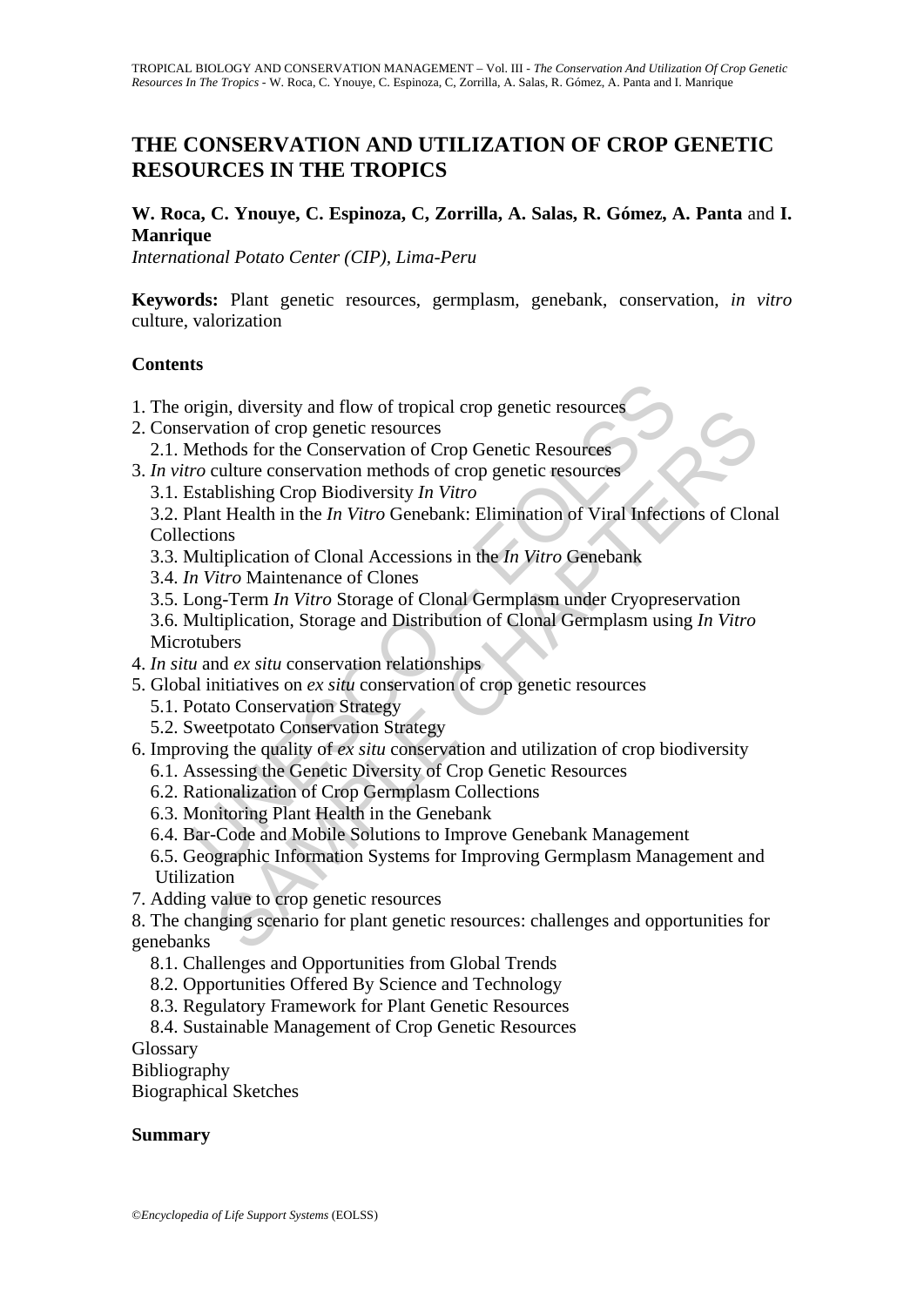# THE CONSERVATION AND UTILIZATION OF CROP GENETIC RESOURCES IN THE TROPICS

**W. Roca, C. Ynouye, C. Espinoza, C, Zorrilla, A. Salas, R. Gómez, A. Panta** and **I. Manrique**

*International Potato Center (CIP), Lima-Peru*

**Keywords:** Plant genetic resources, germplasm, genebank, conservation, *in vitro* culture, valorization

## Contents

1. The origin, diversity and flow of tropical crop genetic resources
2. Conservation of crop genetic resources
   2.1. Methods for the Conservation of Crop Genetic Resources
3. *In vitro* culture conservation methods of crop genetic resources
   3.1. Establishing Crop Biodiversity *In Vitro*
   3.2. Plant Health in the *In Vitro* Genebank: Elimination of Viral Infections of Clonal Collections
   3.3. Multiplication of Clonal Accessions in the *In Vitro* Genebank
   3.4. *In Vitro* Maintenance of Clones
   3.5. Long-Term *In Vitro* Storage of Clonal Germplasm under Cryopreservation
   3.6. Multiplication, Storage and Distribution of Clonal Germplasm using *In Vitro* Microtubers
4. *In situ* and *ex situ* conservation relationships
5. Global initiatives on *ex situ* conservation of crop genetic resources
   5.1. Potato Conservation Strategy
   5.2. Sweetpotato Conservation Strategy
6. Improving the quality of *ex situ* conservation and utilization of crop biodiversity
   6.1. Assessing the Genetic Diversity of Crop Genetic Resources
   6.2. Rationalization of Crop Germplasm Collections
   6.3. Monitoring Plant Health in the Genebank
   6.4. Bar-Code and Mobile Solutions to Improve Genebank Management
   6.5. Geographic Information Systems for Improving Germplasm Management and Utilization
7. Adding value to crop genetic resources
8. The changing scenario for plant genetic resources: challenges and opportunities for genebanks
   8.1. Challenges and Opportunities from Global Trends
   8.2. Opportunities Offered By Science and Technology
   8.3. Regulatory Framework for Plant Genetic Resources
   8.4. Sustainable Management of Crop Genetic Resources

Glossary
Bibliography
Biographical Sketches

## Summary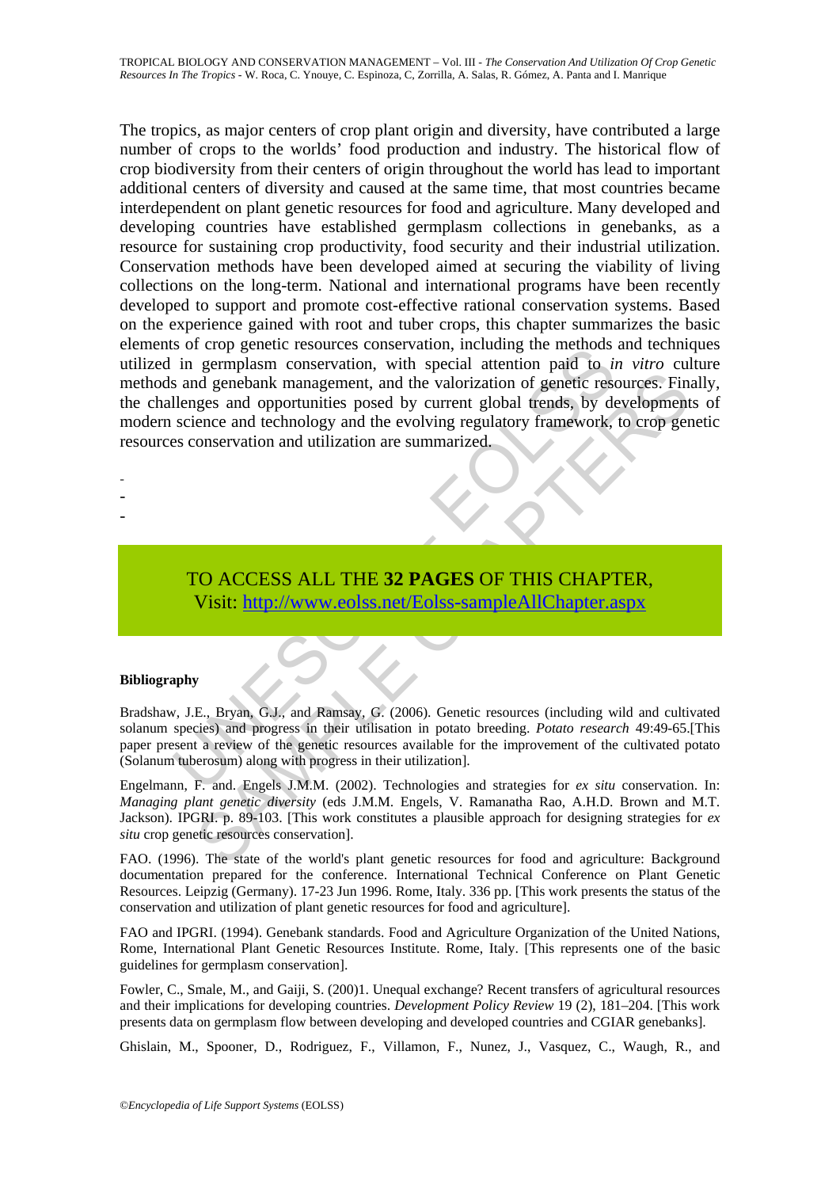The tropics, as major centers of crop plant origin and diversity, have contributed a large number of crops to the worlds' food production and industry. The historical flow of crop biodiversity from their centers of origin throughout the world has lead to important additional centers of diversity and caused at the same time, that most countries became interdependent on plant genetic resources for food and agriculture. Many developed and developing countries have established germplasm collections in genebanks, as a resource for sustaining crop productivity, food security and their industrial utilization. Conservation methods have been developed aimed at securing the viability of living collections on the long-term. National and international programs have been recently developed to support and promote cost-effective rational conservation systems. Based on the experience gained with root and tuber crops, this chapter summarizes the basic elements of crop genetic resources conservation, including the methods and techniques utilized in germplasm conservation, with special attention paid to *in vitro* culture methods and genebank management, and the valorization of genetic resources. Finally, the challenges and opportunities posed by current global trends, by developments of modern science and technology and the evolving regulatory framework, to crop genetic resources conservation and utilization are summarized.

-
-
-

TO ACCESS ALL THE **32 PAGES** OF THIS CHAPTER,
Visit: http://www.eolss.net/Eolss-sampleAllChapter.aspx

**Bibliography**

Bradshaw, J.E., Bryan, G.J., and Ramsay, G. (2006). Genetic resources (including wild and cultivated solanum species) and progress in their utilisation in potato breeding. *Potato research* 49:49-65.[This paper present a review of the genetic resources available for the improvement of the cultivated potato (Solanum tuberosum) along with progress in their utilization].

Engelmann, F. and. Engels J.M.M. (2002). Technologies and strategies for *ex situ* conservation. In: *Managing plant genetic diversity* (eds J.M.M. Engels, V. Ramanatha Rao, A.H.D. Brown and M.T. Jackson). IPGRI. p. 89-103. [This work constitutes a plausible approach for designing strategies for *ex situ* crop genetic resources conservation].

FAO. (1996). The state of the world's plant genetic resources for food and agriculture: Background documentation prepared for the conference. International Technical Conference on Plant Genetic Resources. Leipzig (Germany). 17-23 Jun 1996. Rome, Italy. 336 pp. [This work presents the status of the conservation and utilization of plant genetic resources for food and agriculture].

FAO and IPGRI. (1994). Genebank standards. Food and Agriculture Organization of the United Nations, Rome, International Plant Genetic Resources Institute. Rome, Italy. [This represents one of the basic guidelines for germplasm conservation].

Fowler, C., Smale, M., and Gaiji, S. (200)1. Unequal exchange? Recent transfers of agricultural resources and their implications for developing countries. *Development Policy Review* 19 (2), 181–204. [This work presents data on germplasm flow between developing and developed countries and CGIAR genebanks].

Ghislain, M., Spooner, D., Rodriguez, F., Villamon, F., Nunez, J., Vasquez, C., Waugh, R., and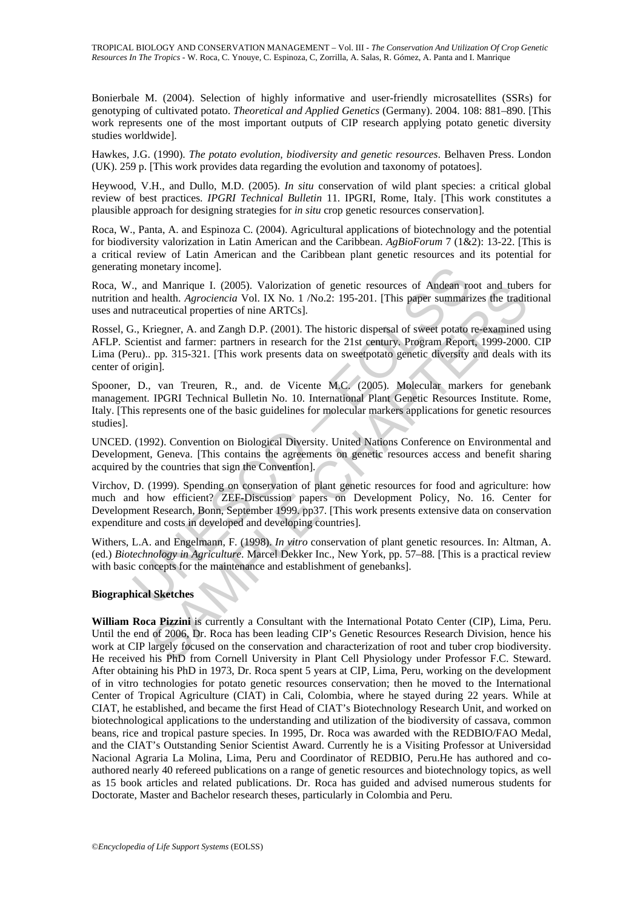Bonierbale M. (2004). Selection of highly informative and user-friendly microsatellites (SSRs) for genotyping of cultivated potato. *Theoretical and Applied Genetics* (Germany). 2004. 108: 881–890. [This work represents one of the most important outputs of CIP research applying potato genetic diversity studies worldwide].

Hawkes, J.G. (1990). *The potato evolution, biodiversity and genetic resources*. Belhaven Press. London (UK). 259 p. [This work provides data regarding the evolution and taxonomy of potatoes].

Heywood, V.H., and Dullo, M.D. (2005). *In situ* conservation of wild plant species: a critical global review of best practices. *IPGRI Technical Bulletin* 11. IPGRI, Rome, Italy. [This work constitutes a plausible approach for designing strategies for *in situ* crop genetic resources conservation].

Roca, W., Panta, A. and Espinoza C. (2004). Agricultural applications of biotechnology and the potential for biodiversity valorization in Latin American and the Caribbean. *AgBioForum* 7 (1&2): 13-22. [This is a critical review of Latin American and the Caribbean plant genetic resources and its potential for generating monetary income].

Roca, W., and Manrique I. (2005). Valorization of genetic resources of Andean root and tubers for nutrition and health. *Agrociencia* Vol. IX No. 1 /No.2: 195-201. [This paper summarizes the traditional uses and nutraceutical properties of nine ARTCs].

Rossel, G., Kriegner, A. and Zangh D.P. (2001). The historic dispersal of sweet potato re-examined using AFLP. Scientist and farmer: partners in research for the 21st century. Program Report, 1999-2000. CIP Lima (Peru).. pp. 315-321. [This work presents data on sweetpotato genetic diversity and deals with its center of origin].

Spooner, D., van Treuren, R., and. de Vicente M.C. (2005). Molecular markers for genebank management. IPGRI Technical Bulletin No. 10. International Plant Genetic Resources Institute. Rome, Italy. [This represents one of the basic guidelines for molecular markers applications for genetic resources studies].

UNCED. (1992). Convention on Biological Diversity. United Nations Conference on Environmental and Development, Geneva. [This contains the agreements on genetic resources access and benefit sharing acquired by the countries that sign the Convention].

Virchov, D. (1999). Spending on conservation of plant genetic resources for food and agriculture: how much and how efficient? ZEF-Discussion papers on Development Policy, No. 16. Center for Development Research, Bonn, September 1999. pp37. [This work presents extensive data on conservation expenditure and costs in developed and developing countries].

Withers, L.A. and Engelmann, F. (1998). *In vitro* conservation of plant genetic resources. In: Altman, A. (ed.) *Biotechnology in Agriculture*. Marcel Dekker Inc., New York, pp. 57–88. [This is a practical review with basic concepts for the maintenance and establishment of genebanks].

**Biographical Sketches**

**William Roca Pizzini** is currently a Consultant with the International Potato Center (CIP), Lima, Peru. Until the end of 2006, Dr. Roca has been leading CIP's Genetic Resources Research Division, hence his work at CIP largely focused on the conservation and characterization of root and tuber crop biodiversity. He received his PhD from Cornell University in Plant Cell Physiology under Professor F.C. Steward. After obtaining his PhD in 1973, Dr. Roca spent 5 years at CIP, Lima, Peru, working on the development of in vitro technologies for potato genetic resources conservation; then he moved to the International Center of Tropical Agriculture (CIAT) in Cali, Colombia, where he stayed during 22 years. While at CIAT, he established, and became the first Head of CIAT's Biotechnology Research Unit, and worked on biotechnological applications to the understanding and utilization of the biodiversity of cassava, common beans, rice and tropical pasture species. In 1995, Dr. Roca was awarded with the REDBIO/FAO Medal, and the CIAT's Outstanding Senior Scientist Award. Currently he is a Visiting Professor at Universidad Nacional Agraria La Molina, Lima, Peru and Coordinator of REDBIO, Peru.He has authored and co-authored nearly 40 refereed publications on a range of genetic resources and biotechnology topics, as well as 15 book articles and related publications. Dr. Roca has guided and advised numerous students for Doctorate, Master and Bachelor research theses, particularly in Colombia and Peru.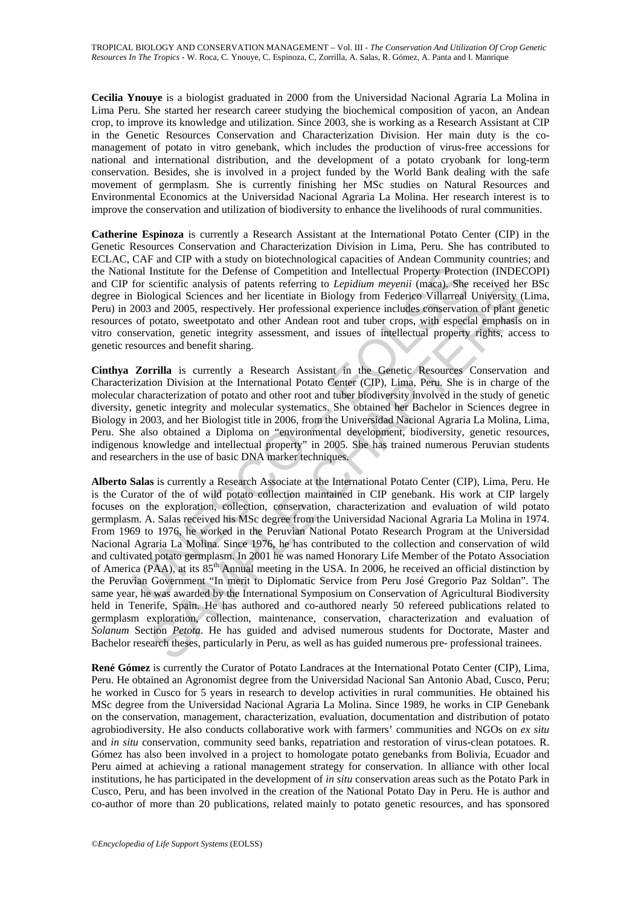**Cecilia Ynouye** is a biologist graduated in 2000 from the Universidad Nacional Agraria La Molina in Lima Peru. She started her research career studying the biochemical composition of yacon, an Andean crop, to improve its knowledge and utilization. Since 2003, she is working as a Research Assistant at CIP in the Genetic Resources Conservation and Characterization Division. Her main duty is the co-management of potato in vitro genebank, which includes the production of virus-free accessions for national and international distribution, and the development of a potato cryobank for long-term conservation. Besides, she is involved in a project funded by the World Bank dealing with the safe movement of germplasm. She is currently finishing her MSc studies on Natural Resources and Environmental Economics at the Universidad Nacional Agraria La Molina. Her research interest is to improve the conservation and utilization of biodiversity to enhance the livelihoods of rural communities.

**Catherine Espinoza** is currently a Research Assistant at the International Potato Center (CIP) in the Genetic Resources Conservation and Characterization Division in Lima, Peru. She has contributed to ECLAC, CAF and CIP with a study on biotechnological capacities of Andean Community countries; and the National Institute for the Defense of Competition and Intellectual Property Protection (INDECOPI) and CIP for scientific analysis of patents referring to *Lepidium meyenii* (maca). She received her BSc degree in Biological Sciences and her licentiate in Biology from Federico Villarreal University (Lima, Peru) in 2003 and 2005, respectively. Her professional experience includes conservation of plant genetic resources of potato, sweetpotato and other Andean root and tuber crops, with especial emphasis on in vitro conservation, genetic integrity assessment, and issues of intellectual property rights, access to genetic resources and benefit sharing.

**Cinthya Zorrilla** is currently a Research Assistant in the Genetic Resources Conservation and Characterization Division at the International Potato Center (CIP), Lima, Peru. She is in charge of the molecular characterization of potato and other root and tuber biodiversity involved in the study of genetic diversity, genetic integrity and molecular systematics. She obtained her Bachelor in Sciences degree in Biology in 2003, and her Biologist title in 2006, from the Universidad Nacional Agraria La Molina, Lima, Peru. She also obtained a Diploma on "environmental development, biodiversity, genetic resources, indigenous knowledge and intellectual property" in 2005. She has trained numerous Peruvian students and researchers in the use of basic DNA marker techniques.

**Alberto Salas** is currently a Research Associate at the International Potato Center (CIP), Lima, Peru. He is the Curator of the of wild potato collection maintained in CIP genebank. His work at CIP largely focuses on the exploration, collection, conservation, characterization and evaluation of wild potato germplasm. A. Salas received his MSc degree from the Universidad Nacional Agraria La Molina in 1974. From 1969 to 1976, he worked in the Peruvian National Potato Research Program at the Universidad Nacional Agraria La Molina. Since 1976, he has contributed to the collection and conservation of wild and cultivated potato germplasm. In 2001 he was named Honorary Life Member of the Potato Association of America (PAA), at its 85th Annual meeting in the USA. In 2006, he received an official distinction by the Peruvian Government "In merit to Diplomatic Service from Peru José Gregorio Paz Soldan". The same year, he was awarded by the International Symposium on Conservation of Agricultural Biodiversity held in Tenerife, Spain. He has authored and co-authored nearly 50 refereed publications related to germplasm exploration, collection, maintenance, conservation, characterization and evaluation of *Solanum* Section *Petota*. He has guided and advised numerous students for Doctorate, Master and Bachelor research theses, particularly in Peru, as well as has guided numerous pre- professional trainees.

**René Gómez** is currently the Curator of Potato Landraces at the International Potato Center (CIP), Lima, Peru. He obtained an Agronomist degree from the Universidad Nacional San Antonio Abad, Cusco, Peru; he worked in Cusco for 5 years in research to develop activities in rural communities. He obtained his MSc degree from the Universidad Nacional Agraria La Molina. Since 1989, he works in CIP Genebank on the conservation, management, characterization, evaluation, documentation and distribution of potato agrobiodiversity. He also conducts collaborative work with farmers' communities and NGOs on *ex situ* and *in situ* conservation, community seed banks, repatriation and restoration of virus-clean potatoes. R. Gómez has also been involved in a project to homologate potato genebanks from Bolivia, Ecuador and Peru aimed at achieving a rational management strategy for conservation. In alliance with other local institutions, he has participated in the development of *in situ* conservation areas such as the Potato Park in Cusco, Peru, and has been involved in the creation of the National Potato Day in Peru. He is author and co-author of more than 20 publications, related mainly to potato genetic resources, and has sponsored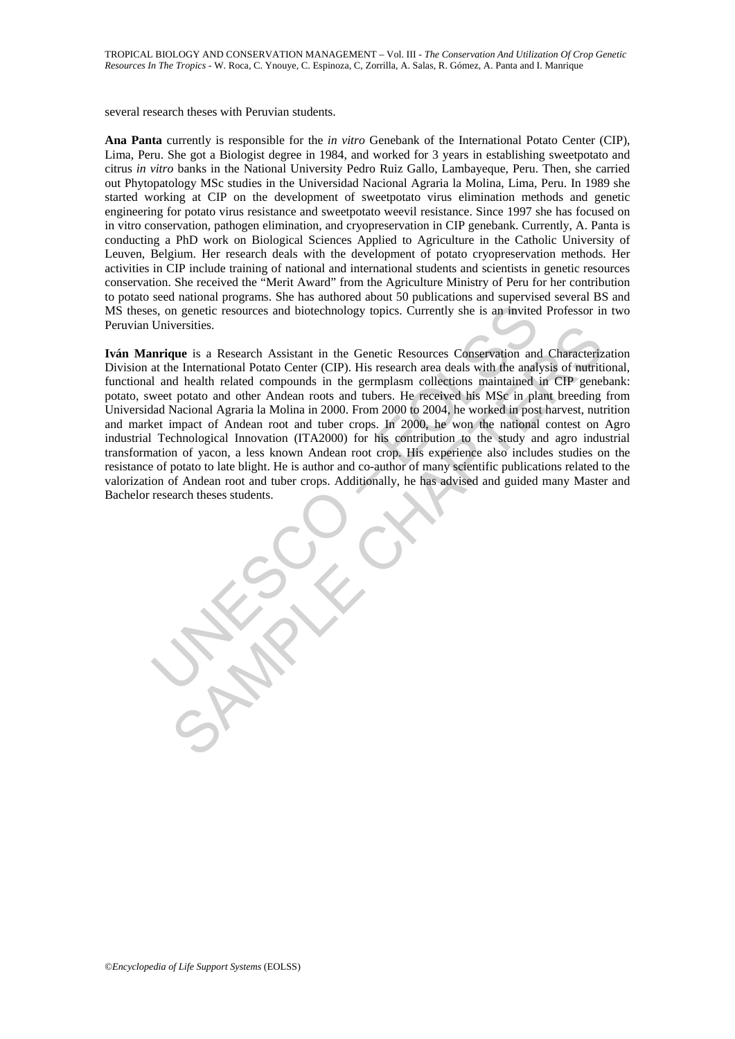several research theses with Peruvian students.

**Ana Panta** currently is responsible for the *in vitro* Genebank of the International Potato Center (CIP), Lima, Peru. She got a Biologist degree in 1984, and worked for 3 years in establishing sweetpotato and citrus *in vitro* banks in the National University Pedro Ruiz Gallo, Lambayeque, Peru. Then, she carried out Phytopatology MSc studies in the Universidad Nacional Agraria la Molina, Lima, Peru. In 1989 she started working at CIP on the development of sweetpotato virus elimination methods and genetic engineering for potato virus resistance and sweetpotato weevil resistance. Since 1997 she has focused on in vitro conservation, pathogen elimination, and cryopreservation in CIP genebank. Currently, A. Panta is conducting a PhD work on Biological Sciences Applied to Agriculture in the Catholic University of Leuven, Belgium. Her research deals with the development of potato cryopreservation methods. Her activities in CIP include training of national and international students and scientists in genetic resources conservation. She received the "Merit Award" from the Agriculture Ministry of Peru for her contribution to potato seed national programs. She has authored about 50 publications and supervised several BS and MS theses, on genetic resources and biotechnology topics. Currently she is an invited Professor in two Peruvian Universities.

**Iván Manrique** is a Research Assistant in the Genetic Resources Conservation and Characterization Division at the International Potato Center (CIP). His research area deals with the analysis of nutritional, functional and health related compounds in the germplasm collections maintained in CIP genebank: potato, sweet potato and other Andean roots and tubers. He received his MSc in plant breeding from Universidad Nacional Agraria la Molina in 2000. From 2000 to 2004, he worked in post harvest, nutrition and market impact of Andean root and tuber crops. In 2000, he won the national contest on Agro industrial Technological Innovation (ITA2000) for his contribution to the study and agro industrial transformation of yacon, a less known Andean root crop. His experience also includes studies on the resistance of potato to late blight. He is author and co-author of many scientific publications related to the valorization of Andean root and tuber crops. Additionally, he has advised and guided many Master and Bachelor research theses students.